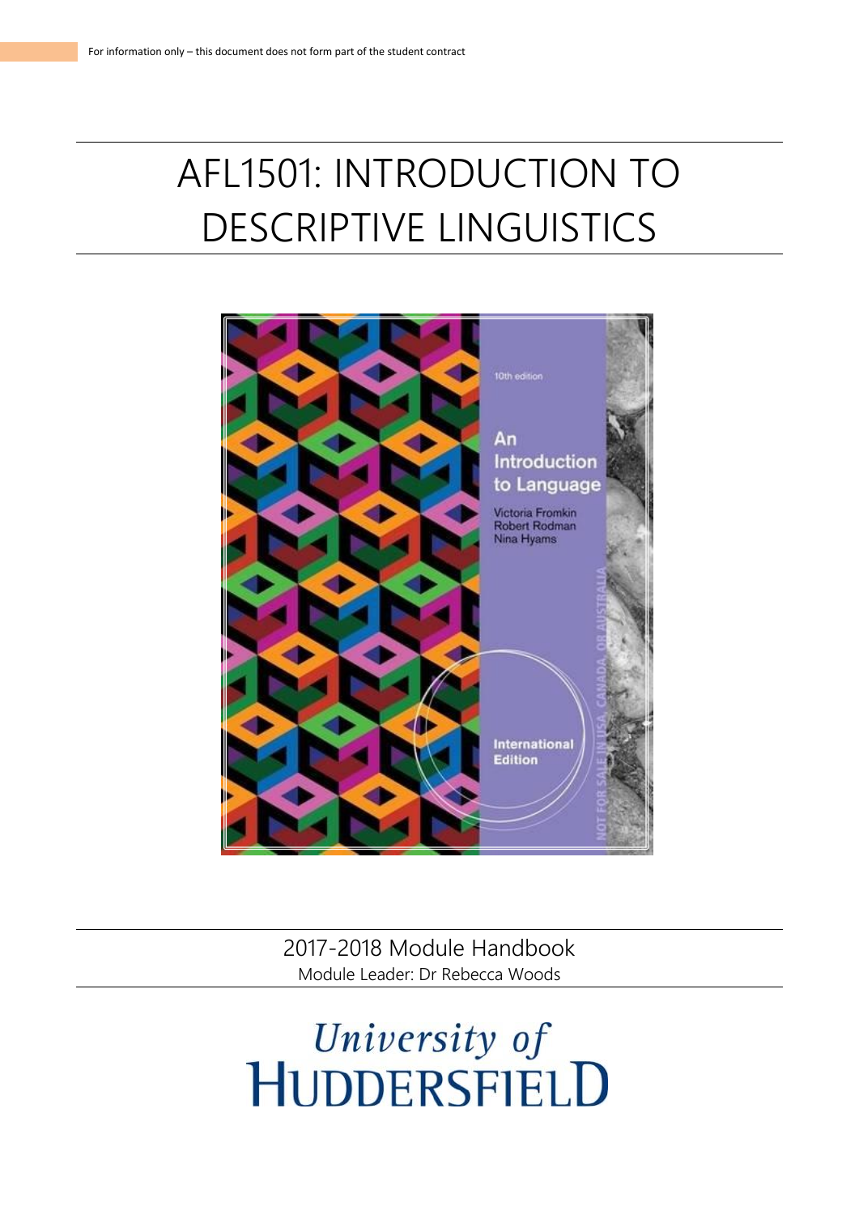For information only – this document does not form part of the student contract

# AFL1501: INTRODUCTION TO DESCRIPTIVE LINGUISTICS

2017-2018 Module Handbook

Module Leader: Dr Rebecca Woods

University of Huddersfield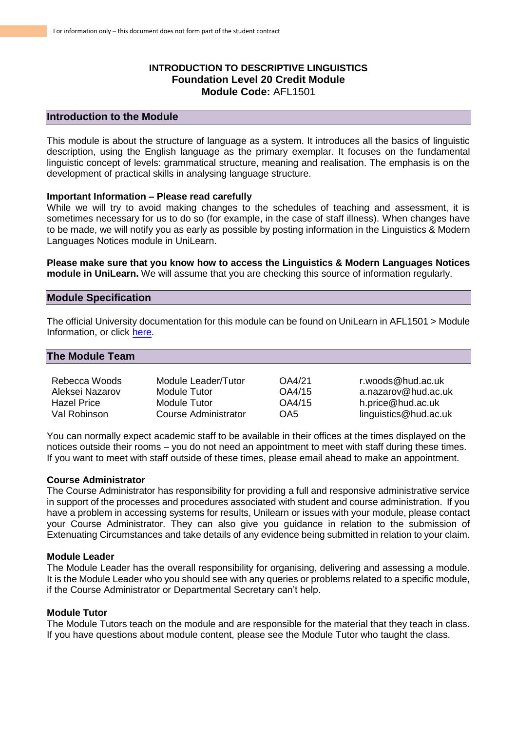For information only – this document does not form part of the student contract

# INTRODUCTION TO DESCRIPTIVE LINGUISTICS
## Foundation Level 20 Credit Module
## Module Code: AFL1501

## Introduction to the Module

This module is about the structure of language as a system. It introduces all the basics of linguistic description, using the English language as the primary exemplar. It focuses on the fundamental linguistic concept of levels: grammatical structure, meaning and realisation. The emphasis is on the development of practical skills in analysing language structure.

**Important Information – Please read carefully**
While we will try to avoid making changes to the schedules of teaching and assessment, it is sometimes necessary for us to do so (for example, in the case of staff illness). When changes have to be made, we will notify you as early as possible by posting information in the Linguistics & Modern Languages Notices module in UniLearn.

**Please make sure that you know how to access the Linguistics & Modern Languages Notices module in UniLearn.** We will assume that you are checking this source of information regularly.

## Module Specification

The official University documentation for this module can be found on UniLearn in AFL1501 > Module Information, or click here.

## The Module Team

| | | | |
|---|---|---|---|
| Rebecca Woods | Module Leader/Tutor | OA4/21 | r.woods@hud.ac.uk |
| Aleksei Nazarov | Module Tutor | OA4/15 | a.nazarov@hud.ac.uk |
| Hazel Price | Module Tutor | OA4/15 | h.price@hud.ac.uk |
| Val Robinson | Course Administrator | OA5 | linguistics@hud.ac.uk |

You can normally expect academic staff to be available in their offices at the times displayed on the notices outside their rooms – you do not need an appointment to meet with staff during these times. If you want to meet with staff outside of these times, please email ahead to make an appointment.

**Course Administrator**
The Course Administrator has responsibility for providing a full and responsive administrative service in support of the processes and procedures associated with student and course administration. If you have a problem in accessing systems for results, Unilearn or issues with your module, please contact your Course Administrator. They can also give you guidance in relation to the submission of Extenuating Circumstances and take details of any evidence being submitted in relation to your claim.

**Module Leader**
The Module Leader has the overall responsibility for organising, delivering and assessing a module. It is the Module Leader who you should see with any queries or problems related to a specific module, if the Course Administrator or Departmental Secretary can't help.

**Module Tutor**
The Module Tutors teach on the module and are responsible for the material that they teach in class. If you have questions about module content, please see the Module Tutor who taught the class.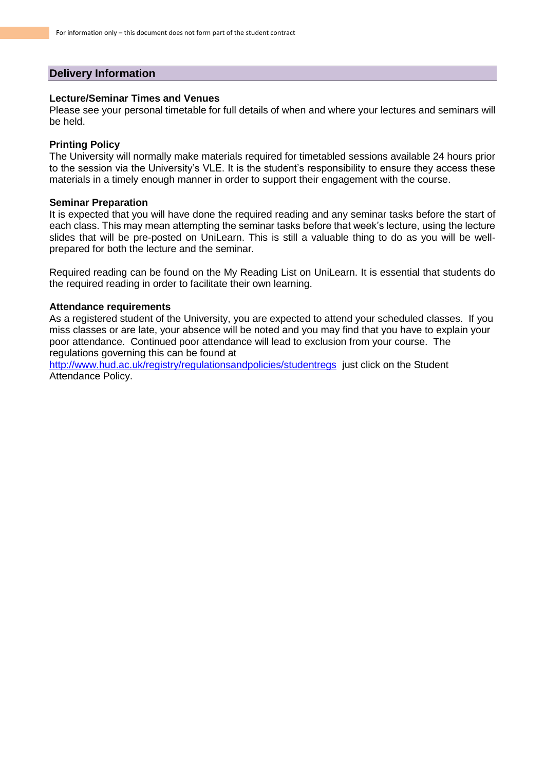## Delivery Information

### Lecture/Seminar Times and Venues

Please see your personal timetable for full details of when and where your lectures and seminars will be held.

### Printing Policy

The University will normally make materials required for timetabled sessions available 24 hours prior to the session via the University's VLE. It is the student's responsibility to ensure they access these materials in a timely enough manner in order to support their engagement with the course.

### Seminar Preparation

It is expected that you will have done the required reading and any seminar tasks before the start of each class. This may mean attempting the seminar tasks before that week's lecture, using the lecture slides that will be pre-posted on UniLearn. This is still a valuable thing to do as you will be well-prepared for both the lecture and the seminar.

Required reading can be found on the My Reading List on UniLearn. It is essential that students do the required reading in order to facilitate their own learning.

### Attendance requirements

As a registered student of the University, you are expected to attend your scheduled classes. If you miss classes or are late, your absence will be noted and you may find that you have to explain your poor attendance. Continued poor attendance will lead to exclusion from your course. The regulations governing this can be found at http://www.hud.ac.uk/registry/regulationsandpolicies/studentregs just click on the Student Attendance Policy.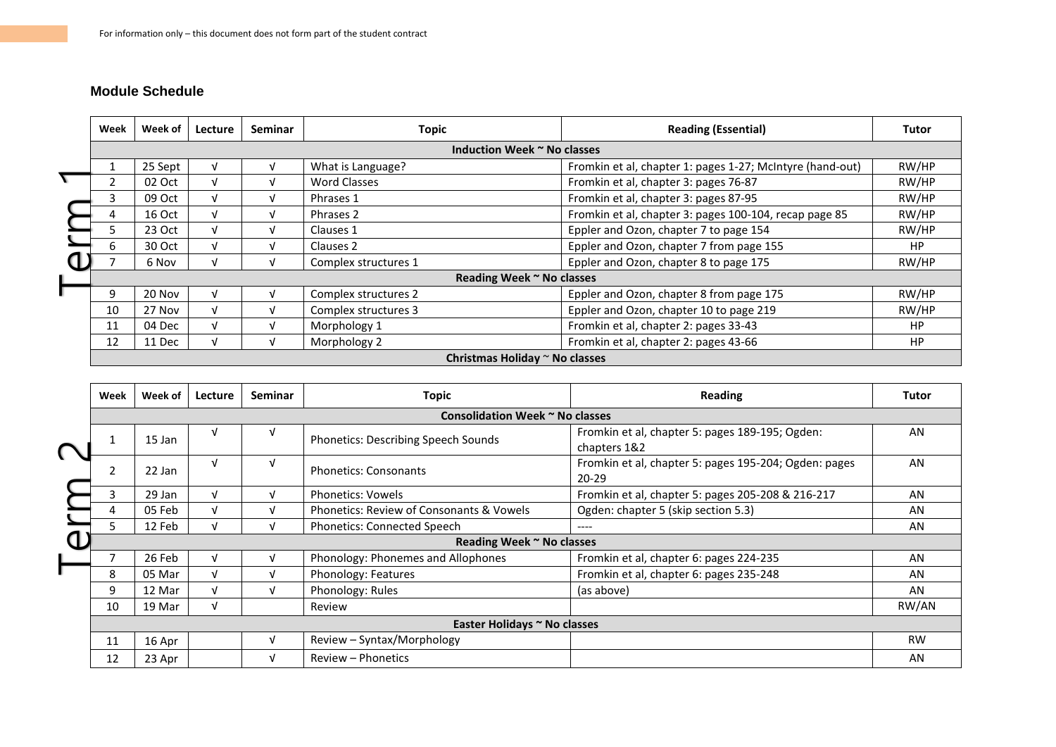For information only – this document does not form part of the student contract

## Module Schedule

### Term 1

| Week | Week of | Lecture | Seminar | Topic | Reading (Essential) | Tutor |
|---|---|---|---|---|---|---|
| **Induction Week ~ No classes** | | | | | | |
| 1 | 25 Sept | √ | √ | What is Language? | Fromkin et al, chapter 1: pages 1-27; McIntyre (hand-out) | RW/HP |
| 2 | 02 Oct | √ | √ | Word Classes | Fromkin et al, chapter 3: pages 76-87 | RW/HP |
| 3 | 09 Oct | √ | √ | Phrases 1 | Fromkin et al, chapter 3: pages 87-95 | RW/HP |
| 4 | 16 Oct | √ | √ | Phrases 2 | Fromkin et al, chapter 3: pages 100-104, recap page 85 | RW/HP |
| 5 | 23 Oct | √ | √ | Clauses 1 | Eppler and Ozon, chapter 7 to page 154 | RW/HP |
| 6 | 30 Oct | √ | √ | Clauses 2 | Eppler and Ozon, chapter 7 from page 155 | HP |
| 7 | 6 Nov | √ | √ | Complex structures 1 | Eppler and Ozon, chapter 8 to page 175 | RW/HP |
| **Reading Week ~ No classes** | | | | | | |
| 9 | 20 Nov | √ | √ | Complex structures 2 | Eppler and Ozon, chapter 8 from page 175 | RW/HP |
| 10 | 27 Nov | √ | √ | Complex structures 3 | Eppler and Ozon, chapter 10 to page 219 | RW/HP |
| 11 | 04 Dec | √ | √ | Morphology 1 | Fromkin et al, chapter 2: pages 33-43 | HP |
| 12 | 11 Dec | √ | √ | Morphology 2 | Fromkin et al, chapter 2: pages 43-66 | HP |
| **Christmas Holiday ~ No classes** | | | | | | |

### Term 2

| Week | Week of | Lecture | Seminar | Topic | Reading | Tutor |
|---|---|---|---|---|---|---|
| **Consolidation Week ~ No classes** | | | | | | |
| 1 | 15 Jan | √ | √ | Phonetics: Describing Speech Sounds | Fromkin et al, chapter 5: pages 189-195; Ogden: chapters 1&2 | AN |
| 2 | 22 Jan | √ | √ | Phonetics: Consonants | Fromkin et al, chapter 5: pages 195-204; Ogden: pages 20-29 | AN |
| 3 | 29 Jan | √ | √ | Phonetics: Vowels | Fromkin et al, chapter 5: pages 205-208 & 216-217 | AN |
| 4 | 05 Feb | √ | √ | Phonetics: Review of Consonants & Vowels | Ogden: chapter 5 (skip section 5.3) | AN |
| 5 | 12 Feb | √ | √ | Phonetics: Connected Speech | ---- | AN |
| **Reading Week ~ No classes** | | | | | | |
| 7 | 26 Feb | √ | √ | Phonology: Phonemes and Allophones | Fromkin et al, chapter 6: pages 224-235 | AN |
| 8 | 05 Mar | √ | √ | Phonology: Features | Fromkin et al, chapter 6: pages 235-248 | AN |
| 9 | 12 Mar | √ | √ | Phonology: Rules | (as above) | AN |
| 10 | 19 Mar | √ | | Review | | RW/AN |
| **Easter Holidays ~ No classes** | | | | | | |
| 11 | 16 Apr | | √ | Review – Syntax/Morphology | | RW |
| 12 | 23 Apr | | √ | Review – Phonetics | | AN |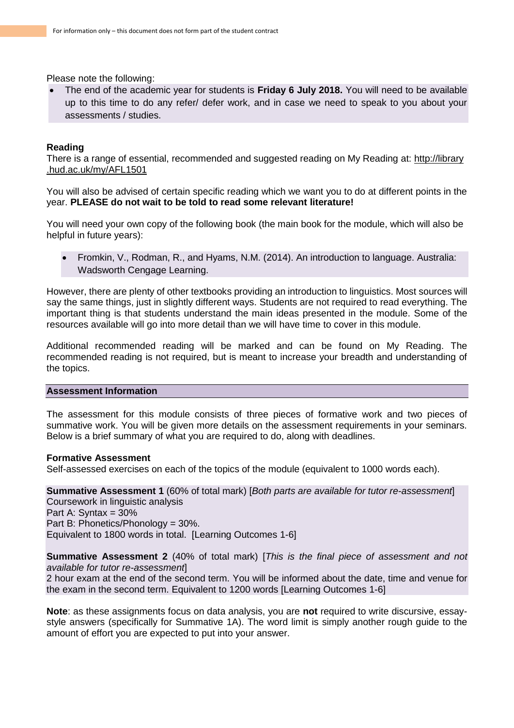Please note the following:

- The end of the academic year for students is **Friday 6 July 2018.** You will need to be available up to this time to do any refer/ defer work, and in case we need to speak to you about your assessments / studies.

**Reading**

There is a range of essential, recommended and suggested reading on My Reading at: http://library.hud.ac.uk/my/AFL1501

You will also be advised of certain specific reading which we want you to do at different points in the year. **PLEASE do not wait to be told to read some relevant literature!**

You will need your own copy of the following book (the main book for the module, which will also be helpful in future years):

- Fromkin, V., Rodman, R., and Hyams, N.M. (2014). An introduction to language. Australia: Wadsworth Cengage Learning.

However, there are plenty of other textbooks providing an introduction to linguistics. Most sources will say the same things, just in slightly different ways. Students are not required to read everything. The important thing is that students understand the main ideas presented in the module. Some of the resources available will go into more detail than we will have time to cover in this module.

Additional recommended reading will be marked and can be found on My Reading. The recommended reading is not required, but is meant to increase your breadth and understanding of the topics.

## Assessment Information

The assessment for this module consists of three pieces of formative work and two pieces of summative work. You will be given more details on the assessment requirements in your seminars. Below is a brief summary of what you are required to do, along with deadlines.

**Formative Assessment**

Self-assessed exercises on each of the topics of the module (equivalent to 1000 words each).

**Summative Assessment 1** (60% of total mark) [*Both parts are available for tutor re-assessment*]
Coursework in linguistic analysis
Part A: Syntax = 30%
Part B: Phonetics/Phonology = 30%.
Equivalent to 1800 words in total. [Learning Outcomes 1-6]

**Summative Assessment 2** (40% of total mark) [*This is the final piece of assessment and not available for tutor re-assessment*]
2 hour exam at the end of the second term. You will be informed about the date, time and venue for the exam in the second term. Equivalent to 1200 words [Learning Outcomes 1-6]

**Note**: as these assignments focus on data analysis, you are **not** required to write discursive, essay-style answers (specifically for Summative 1A). The word limit is simply another rough guide to the amount of effort you are expected to put into your answer.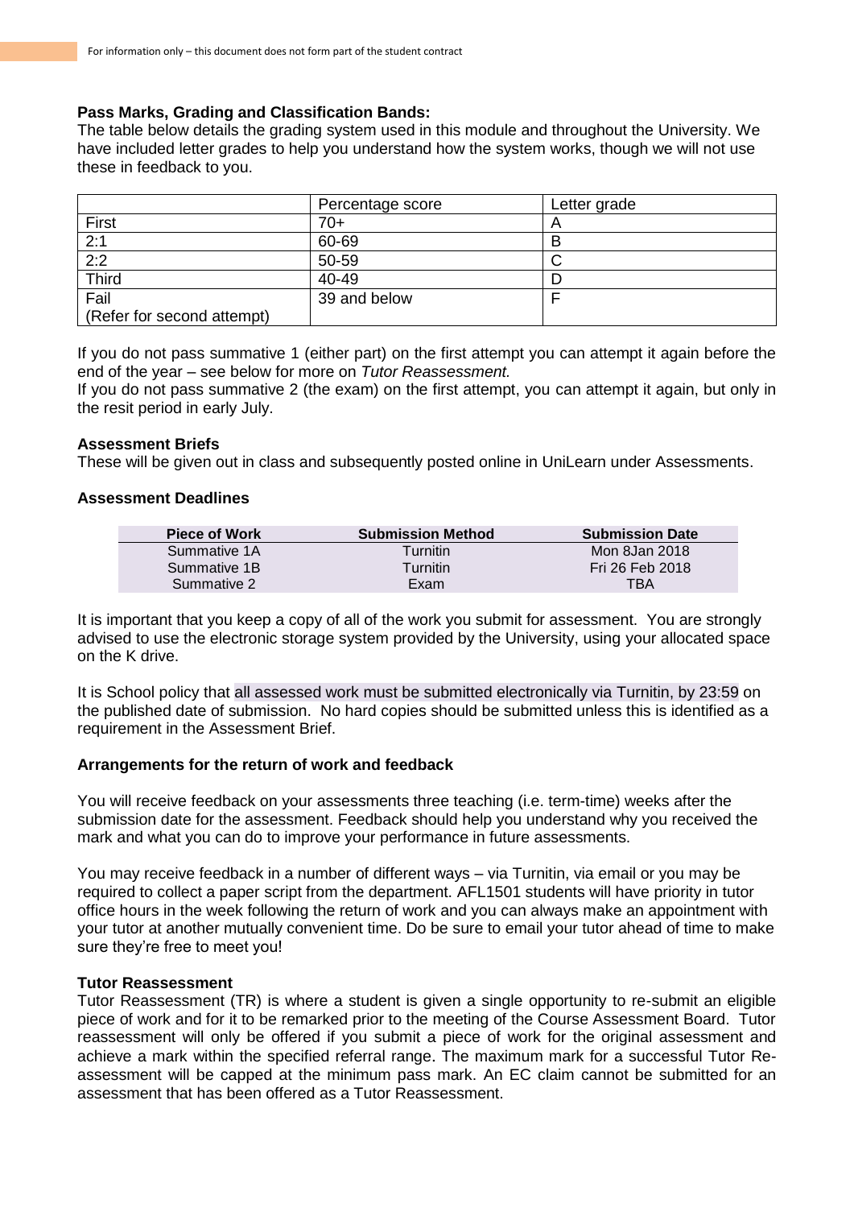For information only – this document does not form part of the student contract

**Pass Marks, Grading and Classification Bands:**

The table below details the grading system used in this module and throughout the University. We have included letter grades to help you understand how the system works, though we will not use these in feedback to you.

| | Percentage score | Letter grade |
|---|---|---|
| First | 70+ | A |
| 2:1 | 60-69 | B |
| 2:2 | 50-59 | C |
| Third | 40-49 | D |
| Fail (Refer for second attempt) | 39 and below | F |

If you do not pass summative 1 (either part) on the first attempt you can attempt it again before the end of the year – see below for more on *Tutor Reassessment.*

If you do not pass summative 2 (the exam) on the first attempt, you can attempt it again, but only in the resit period in early July.

**Assessment Briefs**

These will be given out in class and subsequently posted online in UniLearn under Assessments.

**Assessment Deadlines**

| Piece of Work | Submission Method | Submission Date |
|---|---|---|
| Summative 1A | Turnitin | Mon 8Jan 2018 |
| Summative 1B | Turnitin | Fri 26 Feb 2018 |
| Summative 2 | Exam | TBA |

It is important that you keep a copy of all of the work you submit for assessment. You are strongly advised to use the electronic storage system provided by the University, using your allocated space on the K drive.

It is School policy that all assessed work must be submitted electronically via Turnitin, by 23:59 on the published date of submission. No hard copies should be submitted unless this is identified as a requirement in the Assessment Brief.

**Arrangements for the return of work and feedback**

You will receive feedback on your assessments three teaching (i.e. term-time) weeks after the submission date for the assessment. Feedback should help you understand why you received the mark and what you can do to improve your performance in future assessments.

You may receive feedback in a number of different ways – via Turnitin, via email or you may be required to collect a paper script from the department. AFL1501 students will have priority in tutor office hours in the week following the return of work and you can always make an appointment with your tutor at another mutually convenient time. Do be sure to email your tutor ahead of time to make sure they're free to meet you!

**Tutor Reassessment**

Tutor Reassessment (TR) is where a student is given a single opportunity to re-submit an eligible piece of work and for it to be remarked prior to the meeting of the Course Assessment Board. Tutor reassessment will only be offered if you submit a piece of work for the original assessment and achieve a mark within the specified referral range. The maximum mark for a successful Tutor Re-assessment will be capped at the minimum pass mark. An EC claim cannot be submitted for an assessment that has been offered as a Tutor Reassessment.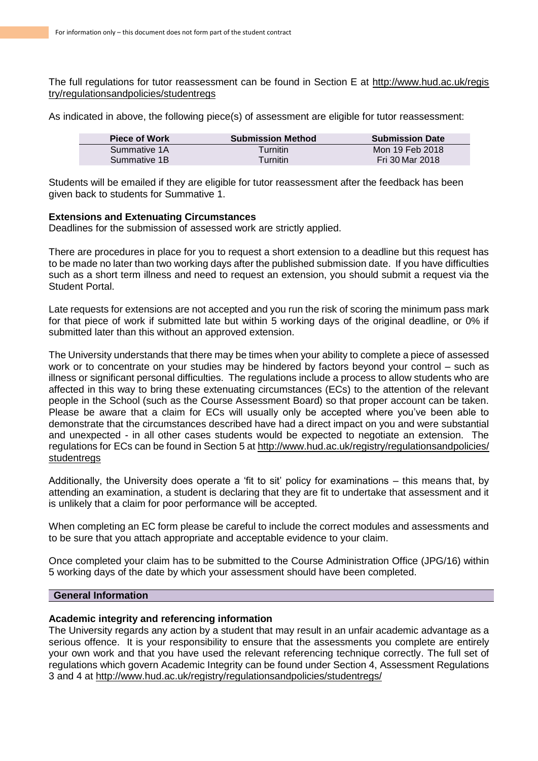The full regulations for tutor reassessment can be found in Section E at http://www.hud.ac.uk/registry/regulationsandpolicies/studentregs

As indicated in above, the following piece(s) of assessment are eligible for tutor reassessment:

| Piece of Work | Submission Method | Submission Date |
|---|---|---|
| Summative 1A | Turnitin | Mon 19 Feb 2018 |
| Summative 1B | Turnitin | Fri 30 Mar 2018 |

Students will be emailed if they are eligible for tutor reassessment after the feedback has been given back to students for Summative 1.

**Extensions and Extenuating Circumstances**
Deadlines for the submission of assessed work are strictly applied.

There are procedures in place for you to request a short extension to a deadline but this request has to be made no later than two working days after the published submission date. If you have difficulties such as a short term illness and need to request an extension, you should submit a request via the Student Portal.

Late requests for extensions are not accepted and you run the risk of scoring the minimum pass mark for that piece of work if submitted late but within 5 working days of the original deadline, or 0% if submitted later than this without an approved extension.

The University understands that there may be times when your ability to complete a piece of assessed work or to concentrate on your studies may be hindered by factors beyond your control – such as illness or significant personal difficulties. The regulations include a process to allow students who are affected in this way to bring these extenuating circumstances (ECs) to the attention of the relevant people in the School (such as the Course Assessment Board) so that proper account can be taken. Please be aware that a claim for ECs will usually only be accepted where you've been able to demonstrate that the circumstances described have had a direct impact on you and were substantial and unexpected - in all other cases students would be expected to negotiate an extension. The regulations for ECs can be found in Section 5 at http://www.hud.ac.uk/registry/regulationsandpolicies/studentregs

Additionally, the University does operate a 'fit to sit' policy for examinations – this means that, by attending an examination, a student is declaring that they are fit to undertake that assessment and it is unlikely that a claim for poor performance will be accepted.

When completing an EC form please be careful to include the correct modules and assessments and to be sure that you attach appropriate and acceptable evidence to your claim.

Once completed your claim has to be submitted to the Course Administration Office (JPG/16) within 5 working days of the date by which your assessment should have been completed.

## General Information

**Academic integrity and referencing information**
The University regards any action by a student that may result in an unfair academic advantage as a serious offence. It is your responsibility to ensure that the assessments you complete are entirely your own work and that you have used the relevant referencing technique correctly. The full set of regulations which govern Academic Integrity can be found under Section 4, Assessment Regulations 3 and 4 at http://www.hud.ac.uk/registry/regulationsandpolicies/studentregs/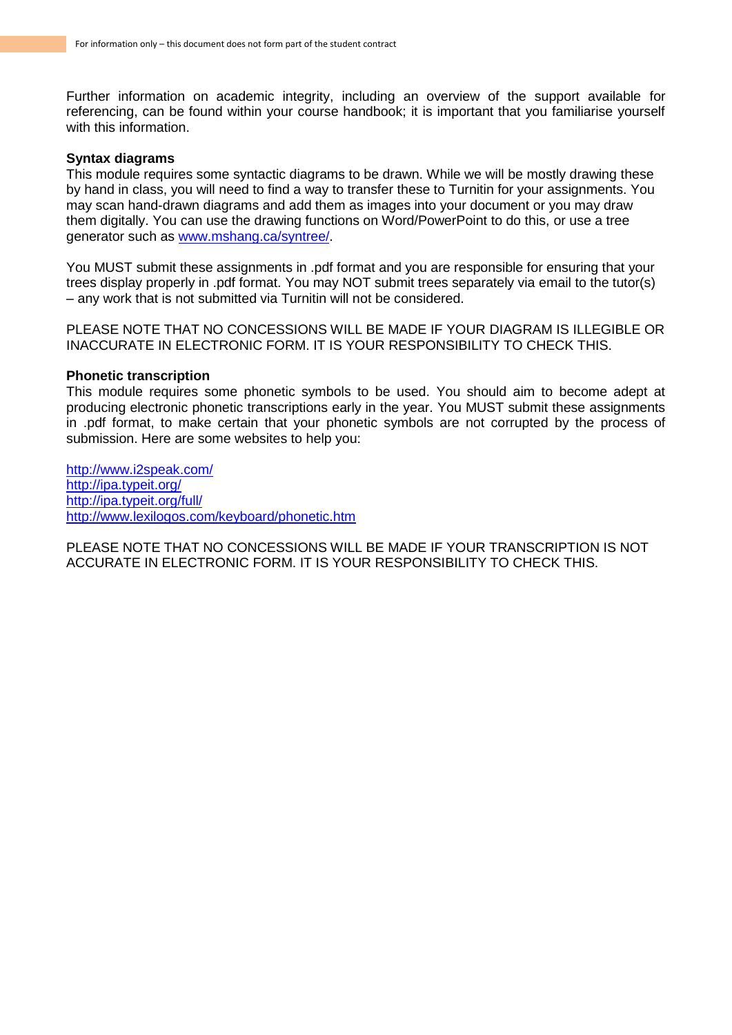Further information on academic integrity, including an overview of the support available for referencing, can be found within your course handbook; it is important that you familiarise yourself with this information.

**Syntax diagrams**

This module requires some syntactic diagrams to be drawn. While we will be mostly drawing these by hand in class, you will need to find a way to transfer these to Turnitin for your assignments. You may scan hand-drawn diagrams and add them as images into your document or you may draw them digitally. You can use the drawing functions on Word/PowerPoint to do this, or use a tree generator such as [www.mshang.ca/syntree/](http://www.mshang.ca/syntree/).

You MUST submit these assignments in .pdf format and you are responsible for ensuring that your trees display properly in .pdf format. You may NOT submit trees separately via email to the tutor(s) – any work that is not submitted via Turnitin will not be considered.

PLEASE NOTE THAT NO CONCESSIONS WILL BE MADE IF YOUR DIAGRAM IS ILLEGIBLE OR INACCURATE IN ELECTRONIC FORM. IT IS YOUR RESPONSIBILITY TO CHECK THIS.

**Phonetic transcription**

This module requires some phonetic symbols to be used. You should aim to become adept at producing electronic phonetic transcriptions early in the year. You MUST submit these assignments in .pdf format, to make certain that your phonetic symbols are not corrupted by the process of submission. Here are some websites to help you:

http://www.i2speak.com/
http://ipa.typeit.org/
http://ipa.typeit.org/full/
http://www.lexilogos.com/keyboard/phonetic.htm

PLEASE NOTE THAT NO CONCESSIONS WILL BE MADE IF YOUR TRANSCRIPTION IS NOT ACCURATE IN ELECTRONIC FORM. IT IS YOUR RESPONSIBILITY TO CHECK THIS.